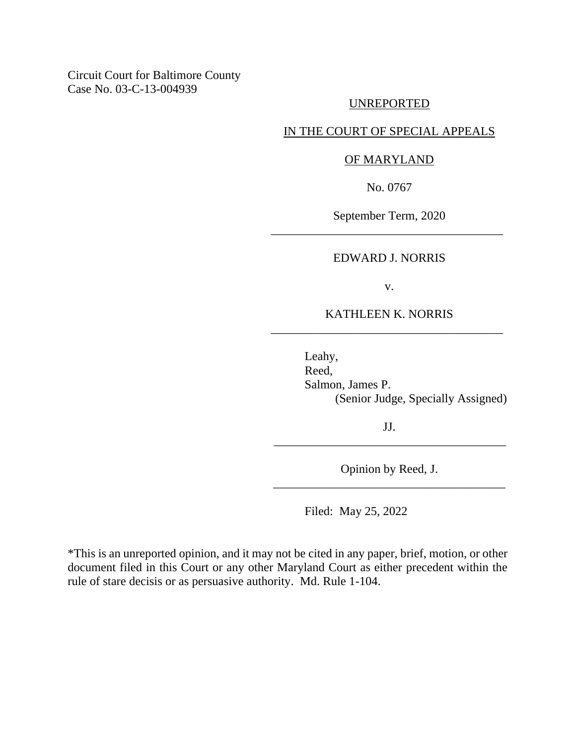Circuit Court for Baltimore County
Case No. 03-C-13-004939

UNREPORTED

IN THE COURT OF SPECIAL APPEALS

OF MARYLAND

No. 0767

September Term, 2020

---

EDWARD J. NORRIS

v.

KATHLEEN K. NORRIS

---

Leahy,
Reed,
Salmon, James P.
(Senior Judge, Specially Assigned)

JJ.

---

Opinion by Reed, J.

---

Filed: May 25, 2022

*This is an unreported opinion, and it may not be cited in any paper, brief, motion, or other document filed in this Court or any other Maryland Court as either precedent within the rule of stare decisis or as persuasive authority. Md. Rule 1-104.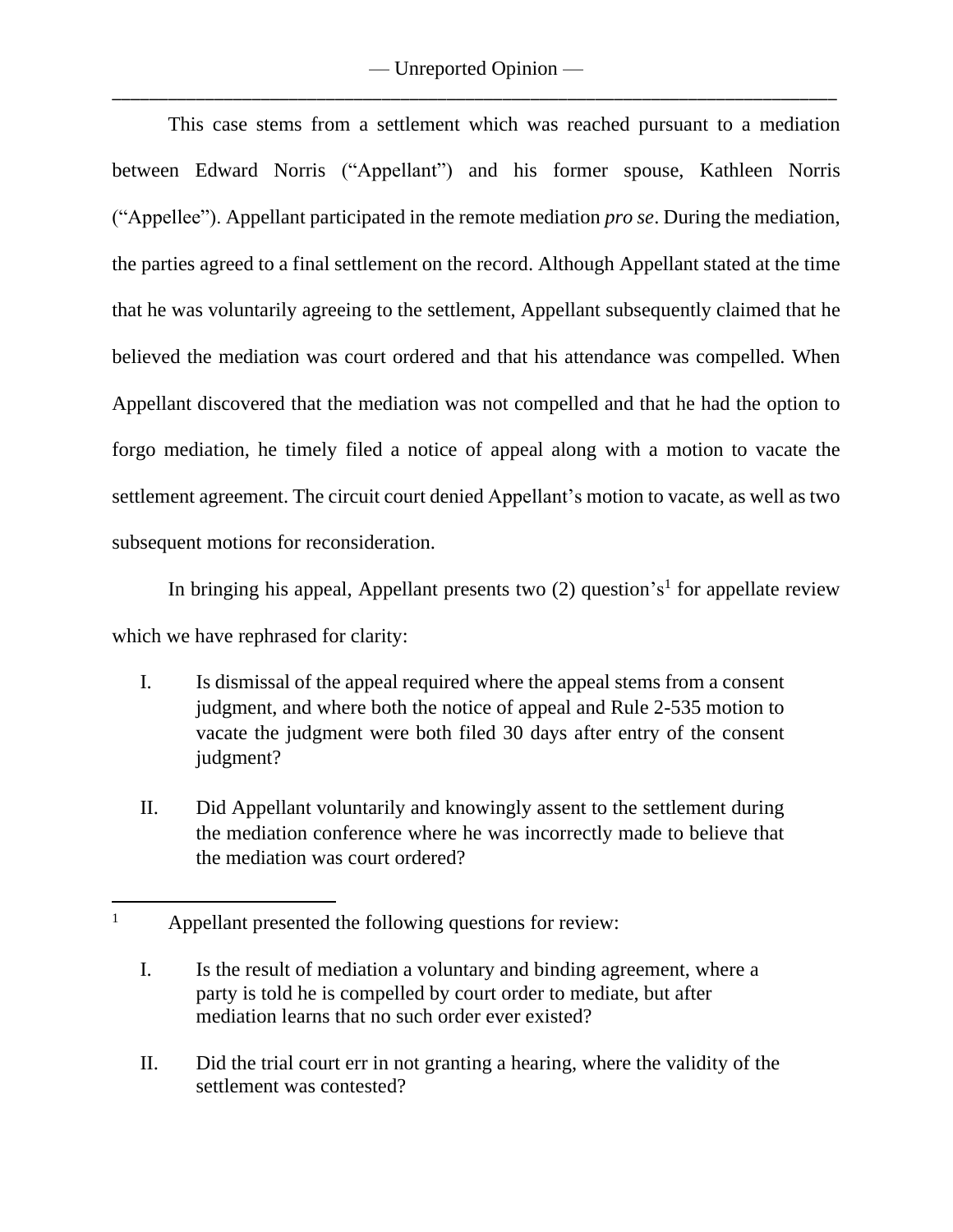This case stems from a settlement which was reached pursuant to a mediation between Edward Norris ("Appellant") and his former spouse, Kathleen Norris ("Appellee"). Appellant participated in the remote mediation *pro se*. During the mediation, the parties agreed to a final settlement on the record. Although Appellant stated at the time that he was voluntarily agreeing to the settlement, Appellant subsequently claimed that he believed the mediation was court ordered and that his attendance was compelled. When Appellant discovered that the mediation was not compelled and that he had the option to forgo mediation, he timely filed a notice of appeal along with a motion to vacate the settlement agreement. The circuit court denied Appellant's motion to vacate, as well as two subsequent motions for reconsideration.

In bringing his appeal, Appellant presents two (2) question's[1] for appellate review which we have rephrased for clarity:

> I. Is dismissal of the appeal required where the appeal stems from a consent judgment, and where both the notice of appeal and Rule 2-535 motion to vacate the judgment were both filed 30 days after entry of the consent judgment?
>
> II. Did Appellant voluntarily and knowingly assent to the settlement during the mediation conference where he was incorrectly made to believe that the mediation was court ordered?

---

[1] Appellant presented the following questions for review:

> I. Is the result of mediation a voluntary and binding agreement, where a party is told he is compelled by court order to mediate, but after mediation learns that no such order ever existed?
>
> II. Did the trial court err in not granting a hearing, where the validity of the settlement was contested?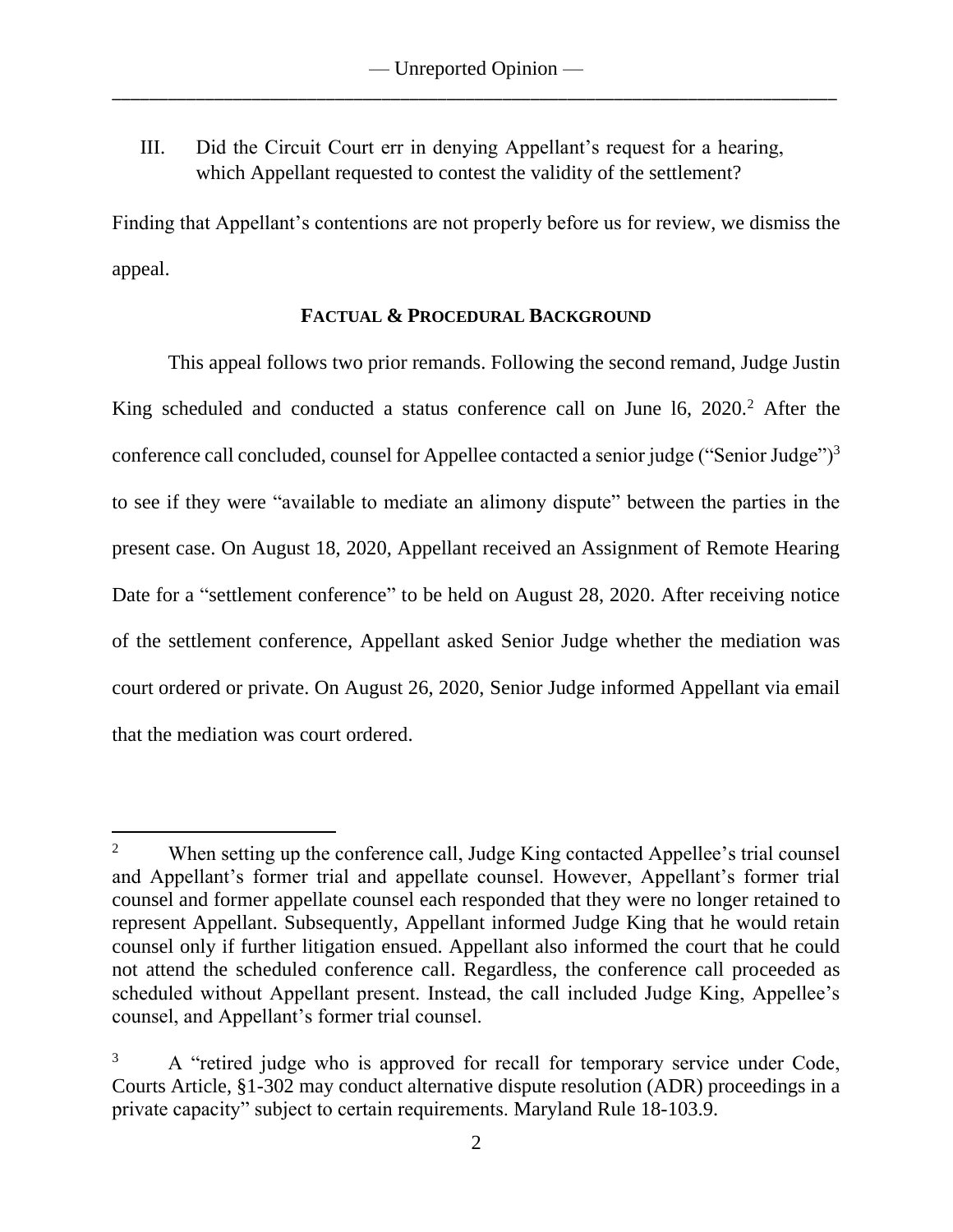III. Did the Circuit Court err in denying Appellant's request for a hearing, which Appellant requested to contest the validity of the settlement?

Finding that Appellant's contentions are not properly before us for review, we dismiss the appeal.

## FACTUAL & PROCEDURAL BACKGROUND

This appeal follows two prior remands. Following the second remand, Judge Justin King scheduled and conducted a status conference call on June l6, 2020.[2] After the conference call concluded, counsel for Appellee contacted a senior judge ("Senior Judge")[3] to see if they were "available to mediate an alimony dispute" between the parties in the present case. On August 18, 2020, Appellant received an Assignment of Remote Hearing Date for a "settlement conference" to be held on August 28, 2020. After receiving notice of the settlement conference, Appellant asked Senior Judge whether the mediation was court ordered or private. On August 26, 2020, Senior Judge informed Appellant via email that the mediation was court ordered.

---

[2] When setting up the conference call, Judge King contacted Appellee's trial counsel and Appellant's former trial and appellate counsel. However, Appellant's former trial counsel and former appellate counsel each responded that they were no longer retained to represent Appellant. Subsequently, Appellant informed Judge King that he would retain counsel only if further litigation ensued. Appellant also informed the court that he could not attend the scheduled conference call. Regardless, the conference call proceeded as scheduled without Appellant present. Instead, the call included Judge King, Appellee's counsel, and Appellant's former trial counsel.

[3] A "retired judge who is approved for recall for temporary service under Code, Courts Article, §1-302 may conduct alternative dispute resolution (ADR) proceedings in a private capacity" subject to certain requirements. Maryland Rule 18-103.9.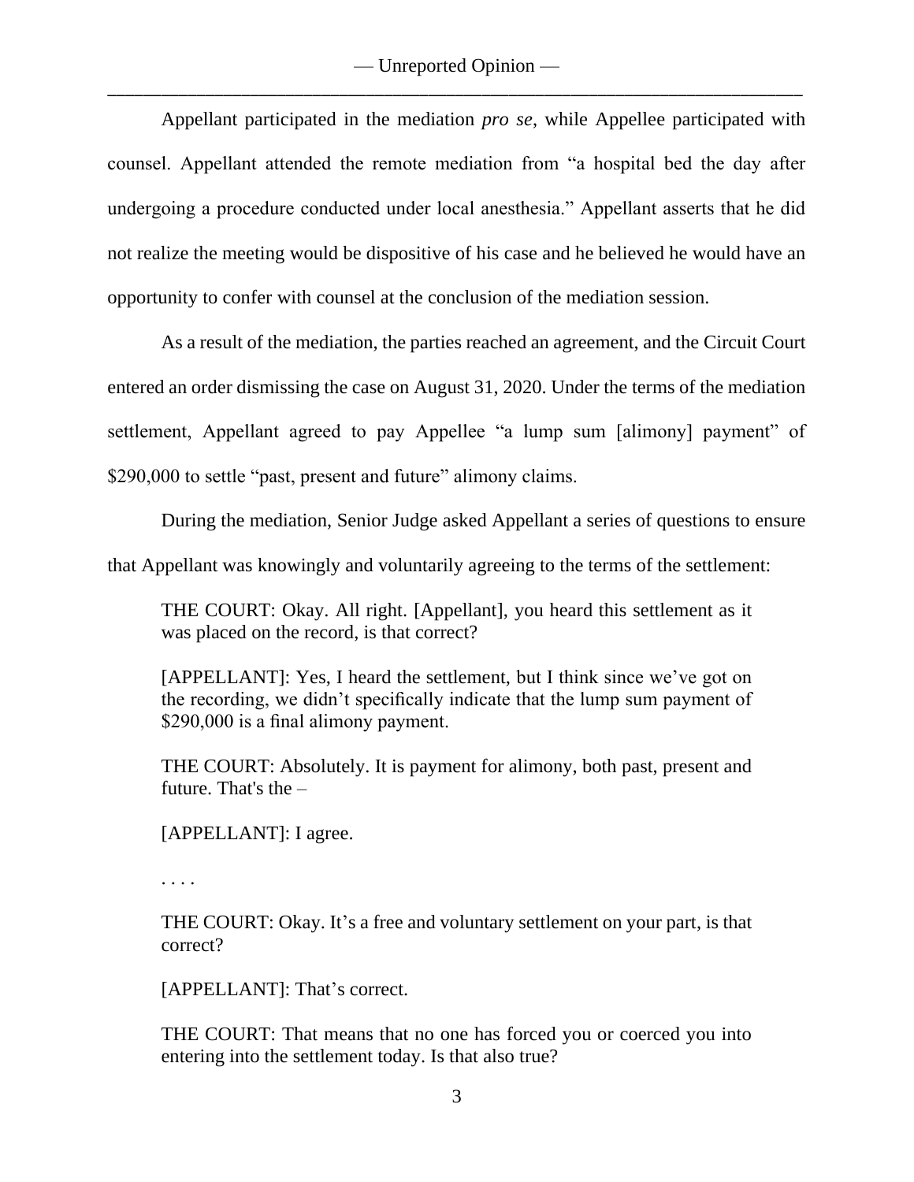Appellant participated in the mediation *pro se*, while Appellee participated with counsel. Appellant attended the remote mediation from "a hospital bed the day after undergoing a procedure conducted under local anesthesia." Appellant asserts that he did not realize the meeting would be dispositive of his case and he believed he would have an opportunity to confer with counsel at the conclusion of the mediation session.

As a result of the mediation, the parties reached an agreement, and the Circuit Court entered an order dismissing the case on August 31, 2020. Under the terms of the mediation settlement, Appellant agreed to pay Appellee "a lump sum [alimony] payment" of $290,000 to settle "past, present and future" alimony claims.

During the mediation, Senior Judge asked Appellant a series of questions to ensure that Appellant was knowingly and voluntarily agreeing to the terms of the settlement:

> THE COURT: Okay. All right. [Appellant], you heard this settlement as it was placed on the record, is that correct?
>
> [APPELLANT]: Yes, I heard the settlement, but I think since we've got on the recording, we didn't specifically indicate that the lump sum payment of $290,000 is a final alimony payment.
>
> THE COURT: Absolutely. It is payment for alimony, both past, present and future. That's the –
>
> [APPELLANT]: I agree.
>
> . . . .
>
> THE COURT: Okay. It's a free and voluntary settlement on your part, is that correct?
>
> [APPELLANT]: That's correct.
>
> THE COURT: That means that no one has forced you or coerced you into entering into the settlement today. Is that also true?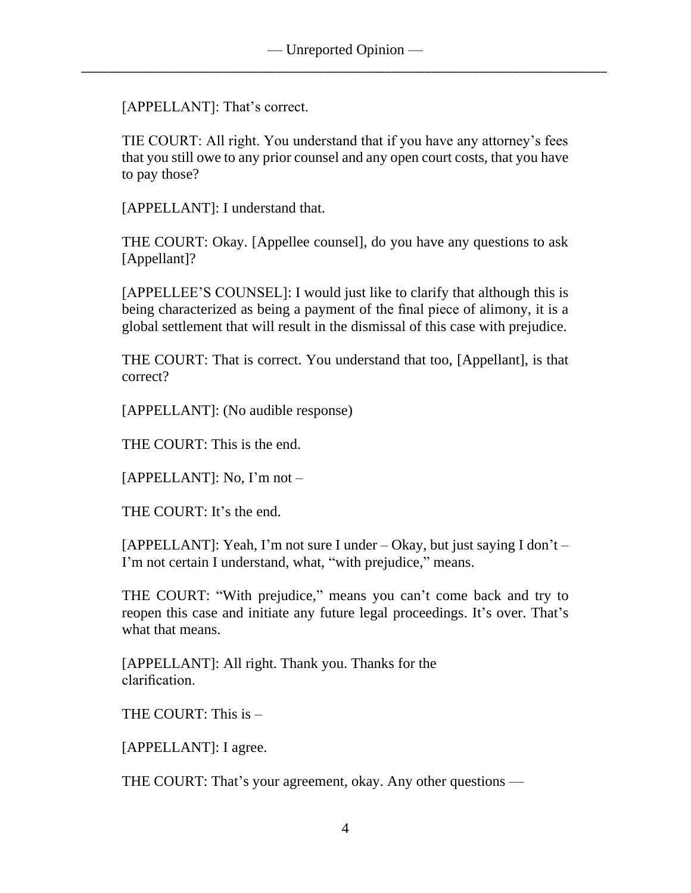[APPELLANT]: That's correct.

TIE COURT: All right. You understand that if you have any attorney's fees that you still owe to any prior counsel and any open court costs, that you have to pay those?

[APPELLANT]: I understand that.

THE COURT: Okay. [Appellee counsel], do you have any questions to ask [Appellant]?

[APPELLEE'S COUNSEL]: I would just like to clarify that although this is being characterized as being a payment of the final piece of alimony, it is a global settlement that will result in the dismissal of this case with prejudice.

THE COURT: That is correct. You understand that too, [Appellant], is that correct?

[APPELLANT]: (No audible response)

THE COURT: This is the end.

[APPELLANT]: No, I'm not –

THE COURT: It's the end.

[APPELLANT]: Yeah, I'm not sure I under – Okay, but just saying I don't – I'm not certain I understand, what, "with prejudice," means.

THE COURT: "With prejudice," means you can't come back and try to reopen this case and initiate any future legal proceedings. It's over. That's what that means.

[APPELLANT]: All right. Thank you. Thanks for the clarification.

THE COURT: This is –

[APPELLANT]: I agree.

THE COURT: That's your agreement, okay. Any other questions —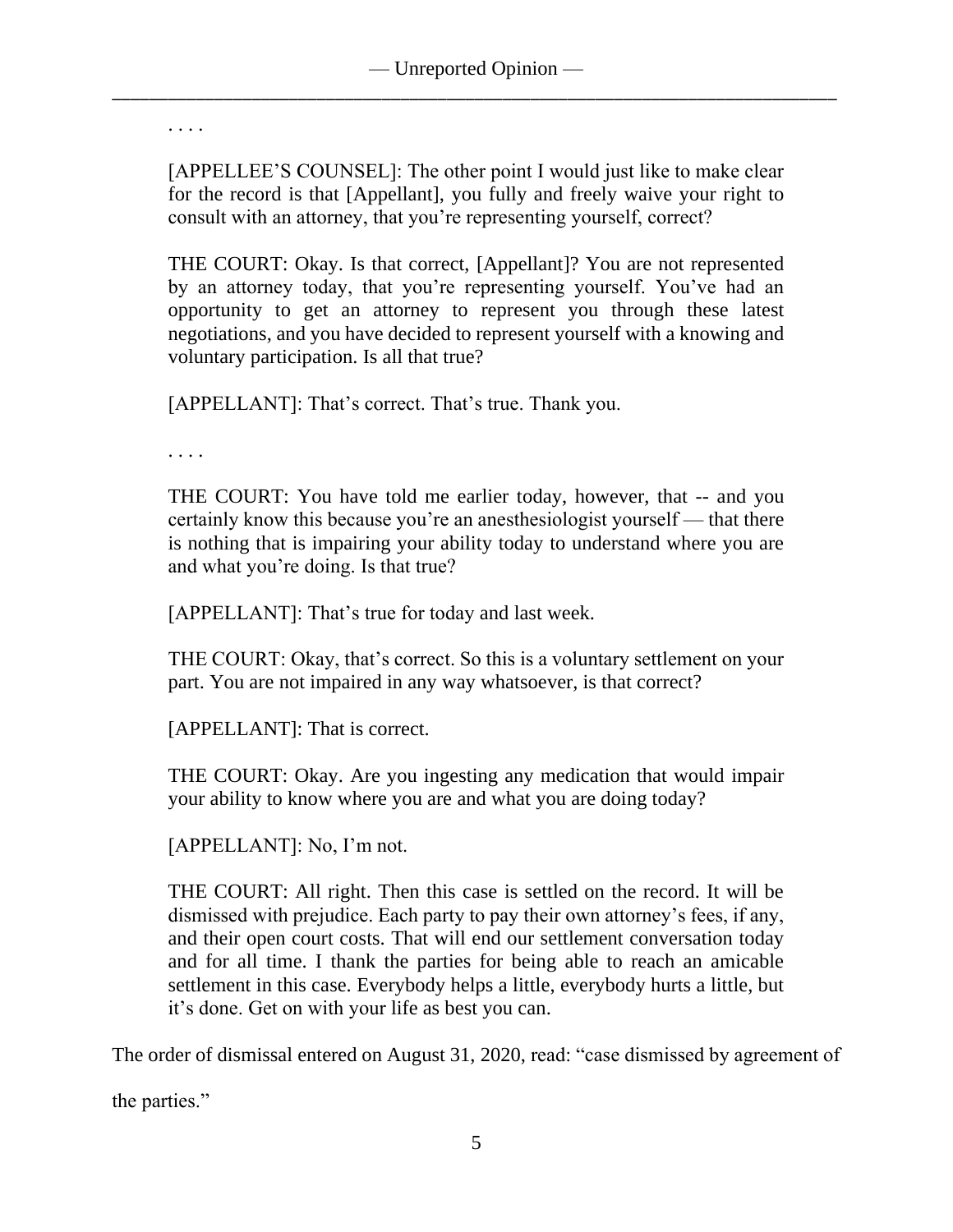. . . .

> [APPELLEE'S COUNSEL]: The other point I would just like to make clear for the record is that [Appellant], you fully and freely waive your right to consult with an attorney, that you're representing yourself, correct?
>
> THE COURT: Okay. Is that correct, [Appellant]? You are not represented by an attorney today, that you're representing yourself. You've had an opportunity to get an attorney to represent you through these latest negotiations, and you have decided to represent yourself with a knowing and voluntary participation. Is all that true?
>
> [APPELLANT]: That's correct. That's true. Thank you.
>
> . . . .
>
> THE COURT: You have told me earlier today, however, that -- and you certainly know this because you're an anesthesiologist yourself — that there is nothing that is impairing your ability today to understand where you are and what you're doing. Is that true?
>
> [APPELLANT]: That's true for today and last week.
>
> THE COURT: Okay, that's correct. So this is a voluntary settlement on your part. You are not impaired in any way whatsoever, is that correct?
>
> [APPELLANT]: That is correct.
>
> THE COURT: Okay. Are you ingesting any medication that would impair your ability to know where you are and what you are doing today?
>
> [APPELLANT]: No, I'm not.
>
> THE COURT: All right. Then this case is settled on the record. It will be dismissed with prejudice. Each party to pay their own attorney's fees, if any, and their open court costs. That will end our settlement conversation today and for all time. I thank the parties for being able to reach an amicable settlement in this case. Everybody helps a little, everybody hurts a little, but it's done. Get on with your life as best you can.

The order of dismissal entered on August 31, 2020, read: "case dismissed by agreement of the parties."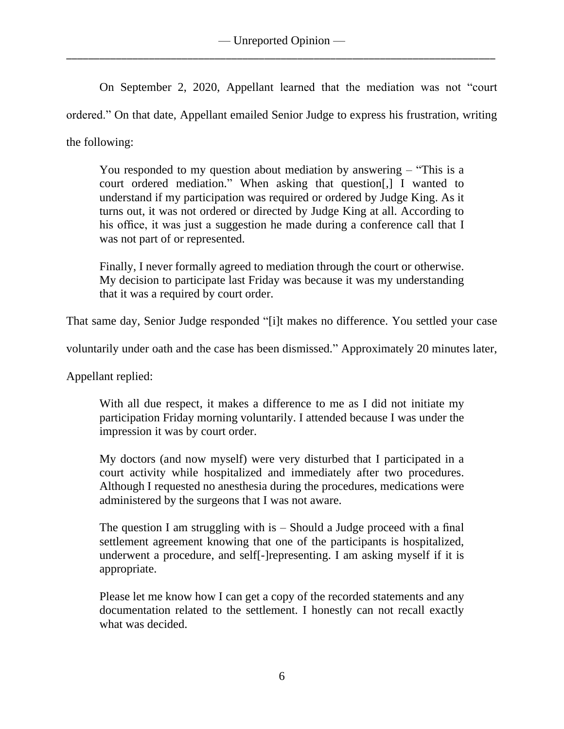On September 2, 2020, Appellant learned that the mediation was not "court ordered." On that date, Appellant emailed Senior Judge to express his frustration, writing the following:

> You responded to my question about mediation by answering – "This is a court ordered mediation." When asking that question[,] I wanted to understand if my participation was required or ordered by Judge King. As it turns out, it was not ordered or directed by Judge King at all. According to his office, it was just a suggestion he made during a conference call that I was not part of or represented.
>
> Finally, I never formally agreed to mediation through the court or otherwise. My decision to participate last Friday was because it was my understanding that it was a required by court order.

That same day, Senior Judge responded "[i]t makes no difference. You settled your case voluntarily under oath and the case has been dismissed." Approximately 20 minutes later, Appellant replied:

> With all due respect, it makes a difference to me as I did not initiate my participation Friday morning voluntarily. I attended because I was under the impression it was by court order.
>
> My doctors (and now myself) were very disturbed that I participated in a court activity while hospitalized and immediately after two procedures. Although I requested no anesthesia during the procedures, medications were administered by the surgeons that I was not aware.
>
> The question I am struggling with is – Should a Judge proceed with a final settlement agreement knowing that one of the participants is hospitalized, underwent a procedure, and self[-]representing. I am asking myself if it is appropriate.
>
> Please let me know how I can get a copy of the recorded statements and any documentation related to the settlement. I honestly can not recall exactly what was decided.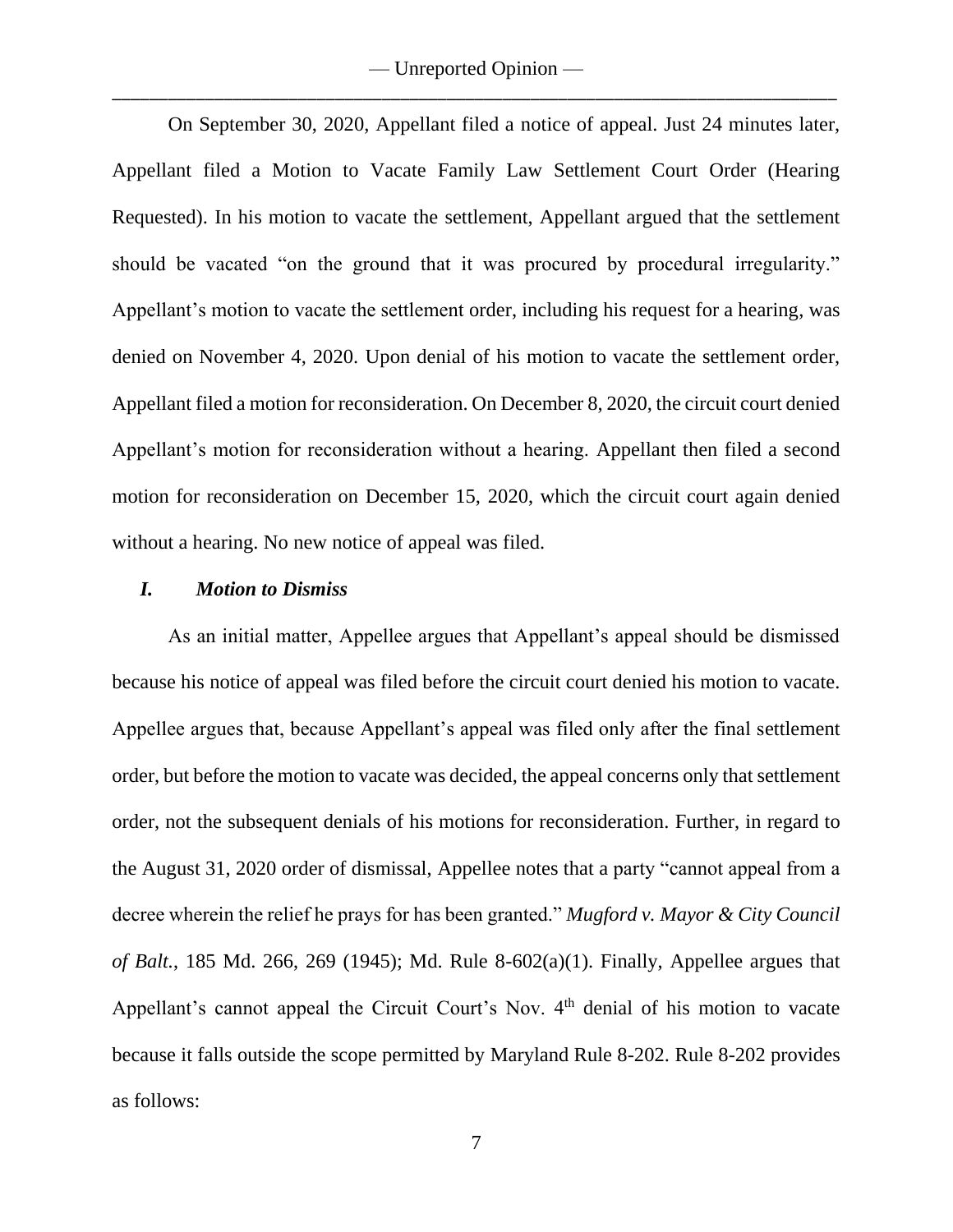On September 30, 2020, Appellant filed a notice of appeal. Just 24 minutes later, Appellant filed a Motion to Vacate Family Law Settlement Court Order (Hearing Requested). In his motion to vacate the settlement, Appellant argued that the settlement should be vacated "on the ground that it was procured by procedural irregularity." Appellant's motion to vacate the settlement order, including his request for a hearing, was denied on November 4, 2020. Upon denial of his motion to vacate the settlement order, Appellant filed a motion for reconsideration. On December 8, 2020, the circuit court denied Appellant's motion for reconsideration without a hearing. Appellant then filed a second motion for reconsideration on December 15, 2020, which the circuit court again denied without a hearing. No new notice of appeal was filed.

### *I. Motion to Dismiss*

As an initial matter, Appellee argues that Appellant's appeal should be dismissed because his notice of appeal was filed before the circuit court denied his motion to vacate. Appellee argues that, because Appellant's appeal was filed only after the final settlement order, but before the motion to vacate was decided, the appeal concerns only that settlement order, not the subsequent denials of his motions for reconsideration. Further, in regard to the August 31, 2020 order of dismissal, Appellee notes that a party "cannot appeal from a decree wherein the relief he prays for has been granted." *Mugford v. Mayor & City Council of Balt.*, 185 Md. 266, 269 (1945); Md. Rule 8-602(a)(1). Finally, Appellee argues that Appellant's cannot appeal the Circuit Court's Nov. 4th denial of his motion to vacate because it falls outside the scope permitted by Maryland Rule 8-202. Rule 8-202 provides as follows: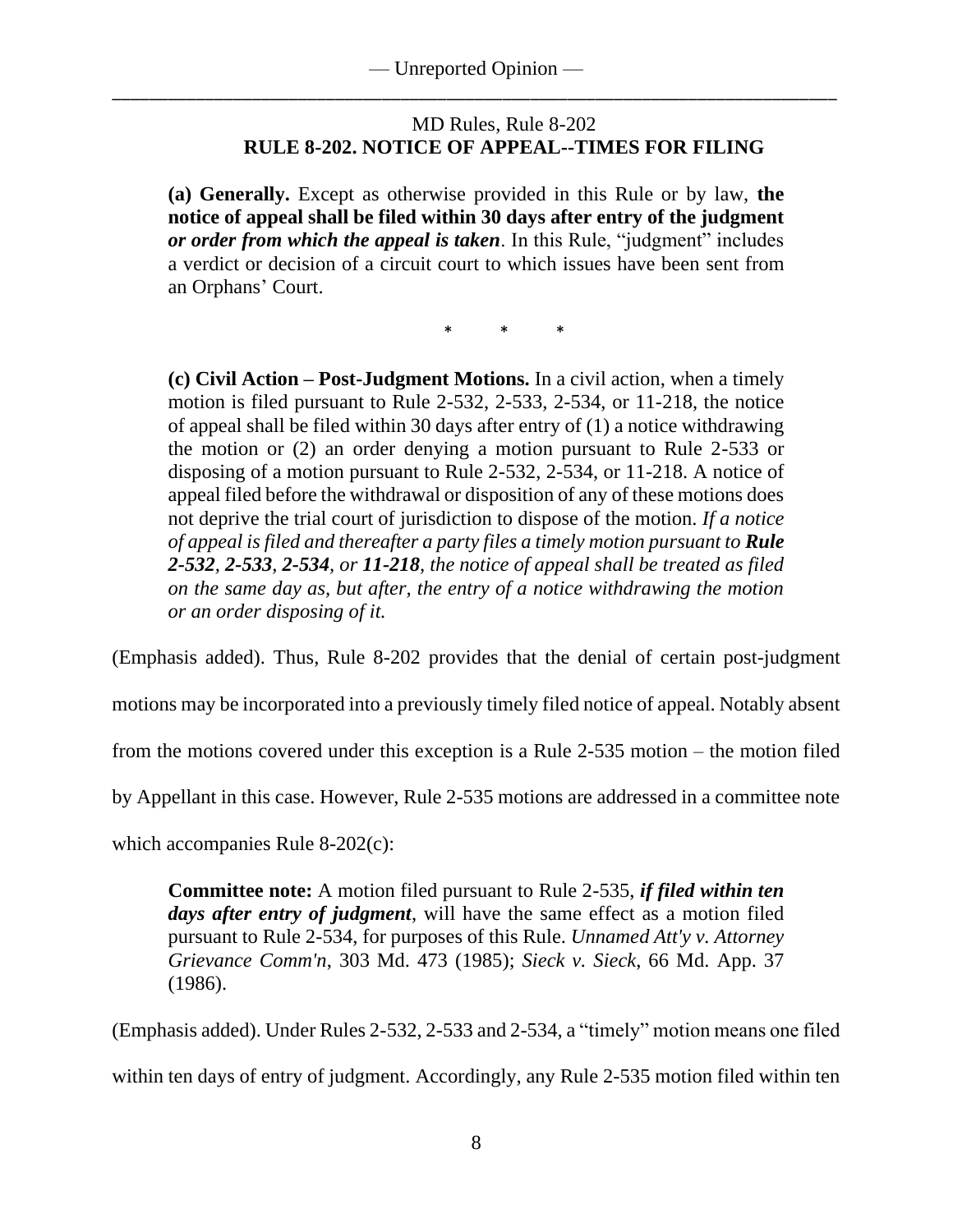MD Rules, Rule 8-202
**RULE 8-202. NOTICE OF APPEAL--TIMES FOR FILING**

> **(a) Generally.** Except as otherwise provided in this Rule or by law, **the notice of appeal shall be filed within 30 days after entry of the judgment *or order from which the appeal is taken***. In this Rule, "judgment" includes a verdict or decision of a circuit court to which issues have been sent from an Orphans' Court.
>
> \* \* \*
>
> **(c) Civil Action – Post-Judgment Motions.** In a civil action, when a timely motion is filed pursuant to Rule 2-532, 2-533, 2-534, or 11-218, the notice of appeal shall be filed within 30 days after entry of (1) a notice withdrawing the motion or (2) an order denying a motion pursuant to Rule 2-533 or disposing of a motion pursuant to Rule 2-532, 2-534, or 11-218. A notice of appeal filed before the withdrawal or disposition of any of these motions does not deprive the trial court of jurisdiction to dispose of the motion. *If a notice of appeal is filed and thereafter a party files a timely motion pursuant to **Rule 2-532**, **2-533**, **2-534**, or **11-218**, the notice of appeal shall be treated as filed on the same day as, but after, the entry of a notice withdrawing the motion or an order disposing of it.*

(Emphasis added). Thus, Rule 8-202 provides that the denial of certain post-judgment motions may be incorporated into a previously timely filed notice of appeal. Notably absent from the motions covered under this exception is a Rule 2-535 motion – the motion filed by Appellant in this case. However, Rule 2-535 motions are addressed in a committee note which accompanies Rule 8-202(c):

> **Committee note:** A motion filed pursuant to Rule 2-535, ***if filed within ten days after entry of judgment***, will have the same effect as a motion filed pursuant to Rule 2-534, for purposes of this Rule. *Unnamed Att'y v. Attorney Grievance Comm'n*, 303 Md. 473 (1985); *Sieck v. Sieck*, 66 Md. App. 37 (1986).

(Emphasis added). Under Rules 2-532, 2-533 and 2-534, a "timely" motion means one filed within ten days of entry of judgment. Accordingly, any Rule 2-535 motion filed within ten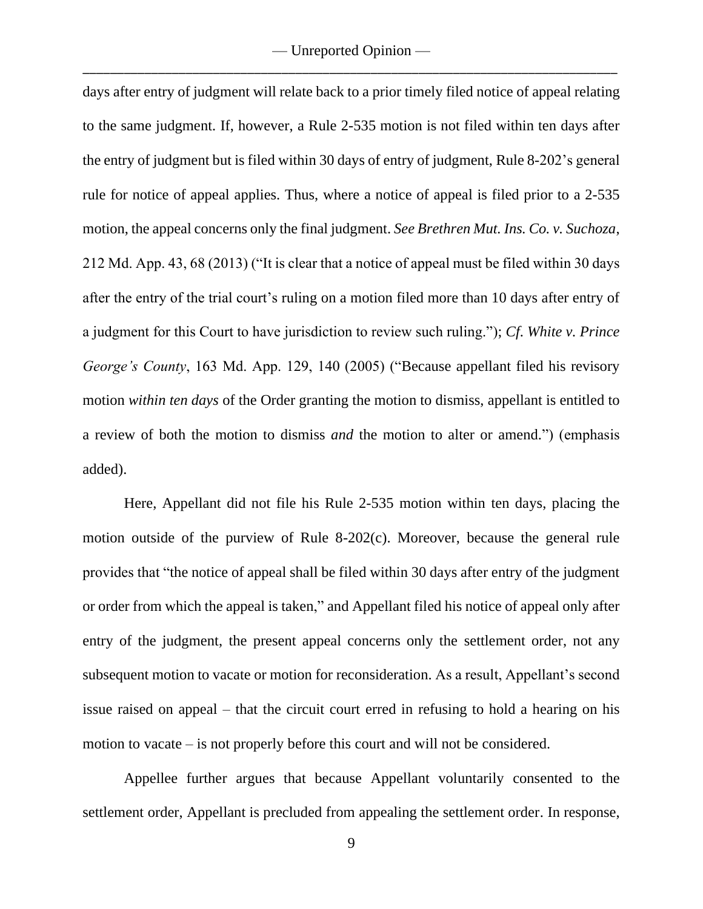days after entry of judgment will relate back to a prior timely filed notice of appeal relating to the same judgment. If, however, a Rule 2-535 motion is not filed within ten days after the entry of judgment but is filed within 30 days of entry of judgment, Rule 8-202's general rule for notice of appeal applies. Thus, where a notice of appeal is filed prior to a 2-535 motion, the appeal concerns only the final judgment. *See Brethren Mut. Ins. Co. v. Suchoza*, 212 Md. App. 43, 68 (2013) ("It is clear that a notice of appeal must be filed within 30 days after the entry of the trial court's ruling on a motion filed more than 10 days after entry of a judgment for this Court to have jurisdiction to review such ruling."); *Cf. White v. Prince George's County*, 163 Md. App. 129, 140 (2005) ("Because appellant filed his revisory motion *within ten days* of the Order granting the motion to dismiss, appellant is entitled to a review of both the motion to dismiss *and* the motion to alter or amend.") (emphasis added).

Here, Appellant did not file his Rule 2-535 motion within ten days, placing the motion outside of the purview of Rule 8-202(c). Moreover, because the general rule provides that "the notice of appeal shall be filed within 30 days after entry of the judgment or order from which the appeal is taken," and Appellant filed his notice of appeal only after entry of the judgment, the present appeal concerns only the settlement order, not any subsequent motion to vacate or motion for reconsideration. As a result, Appellant's second issue raised on appeal – that the circuit court erred in refusing to hold a hearing on his motion to vacate – is not properly before this court and will not be considered.

Appellee further argues that because Appellant voluntarily consented to the settlement order, Appellant is precluded from appealing the settlement order. In response,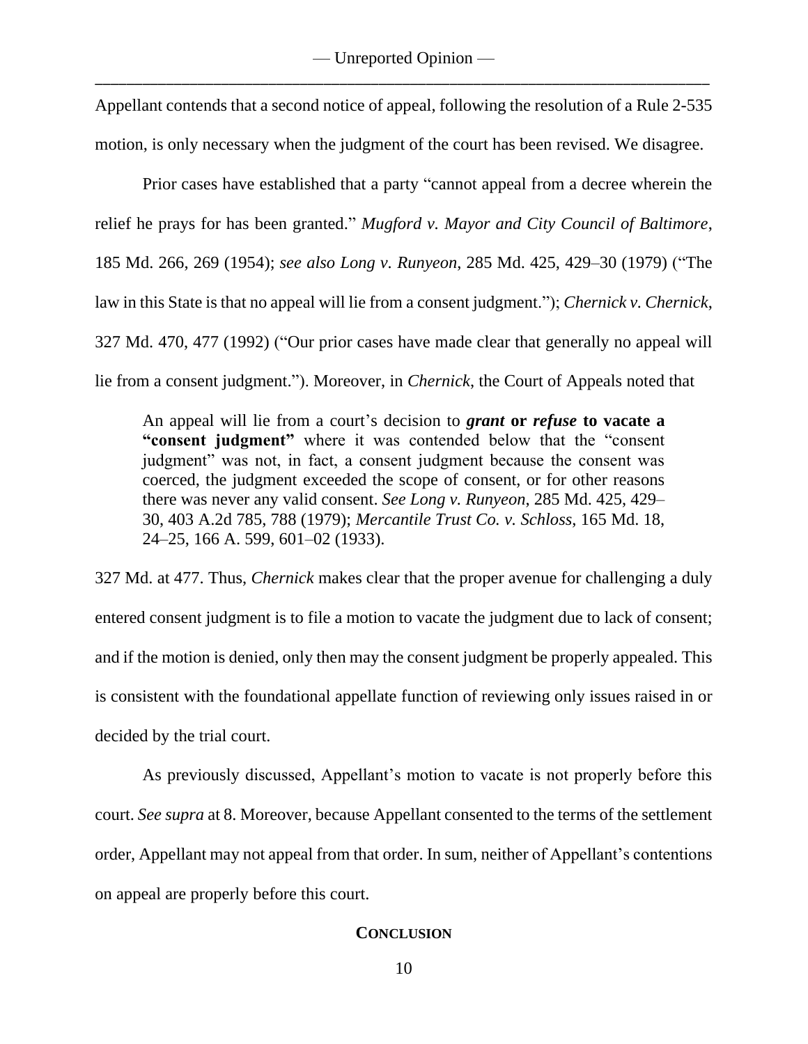Appellant contends that a second notice of appeal, following the resolution of a Rule 2-535 motion, is only necessary when the judgment of the court has been revised. We disagree.

Prior cases have established that a party "cannot appeal from a decree wherein the relief he prays for has been granted." *Mugford v. Mayor and City Council of Baltimore*, 185 Md. 266, 269 (1954); *see also Long v. Runyeon*, 285 Md. 425, 429–30 (1979) ("The law in this State is that no appeal will lie from a consent judgment."); *Chernick v. Chernick*, 327 Md. 470, 477 (1992) ("Our prior cases have made clear that generally no appeal will lie from a consent judgment."). Moreover, in *Chernick*, the Court of Appeals noted that

> An appeal will lie from a court's decision to ***grant*** **or *refuse* to vacate a "consent judgment"** where it was contended below that the "consent judgment" was not, in fact, a consent judgment because the consent was coerced, the judgment exceeded the scope of consent, or for other reasons there was never any valid consent. *See Long v. Runyeon*, 285 Md. 425, 429–30, 403 A.2d 785, 788 (1979); *Mercantile Trust Co. v. Schloss*, 165 Md. 18, 24–25, 166 A. 599, 601–02 (1933).

327 Md. at 477. Thus, *Chernick* makes clear that the proper avenue for challenging a duly entered consent judgment is to file a motion to vacate the judgment due to lack of consent; and if the motion is denied, only then may the consent judgment be properly appealed. This is consistent with the foundational appellate function of reviewing only issues raised in or decided by the trial court.

As previously discussed, Appellant's motion to vacate is not properly before this court. *See supra* at 8. Moreover, because Appellant consented to the terms of the settlement order, Appellant may not appeal from that order. In sum, neither of Appellant's contentions on appeal are properly before this court.

## CONCLUSION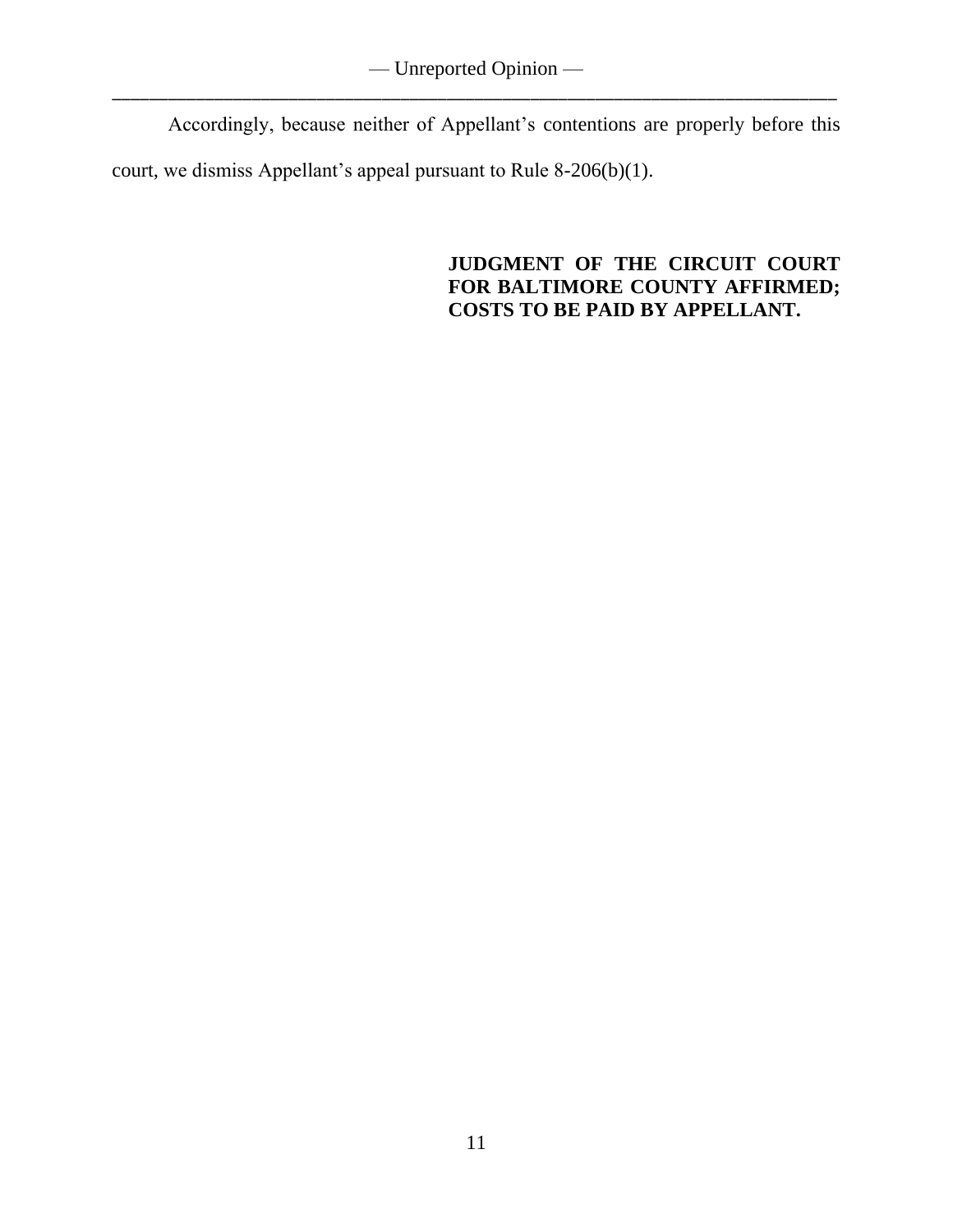Accordingly, because neither of Appellant's contentions are properly before this court, we dismiss Appellant's appeal pursuant to Rule 8-206(b)(1).

**JUDGMENT OF THE CIRCUIT COURT FOR BALTIMORE COUNTY AFFIRMED; COSTS TO BE PAID BY APPELLANT.**